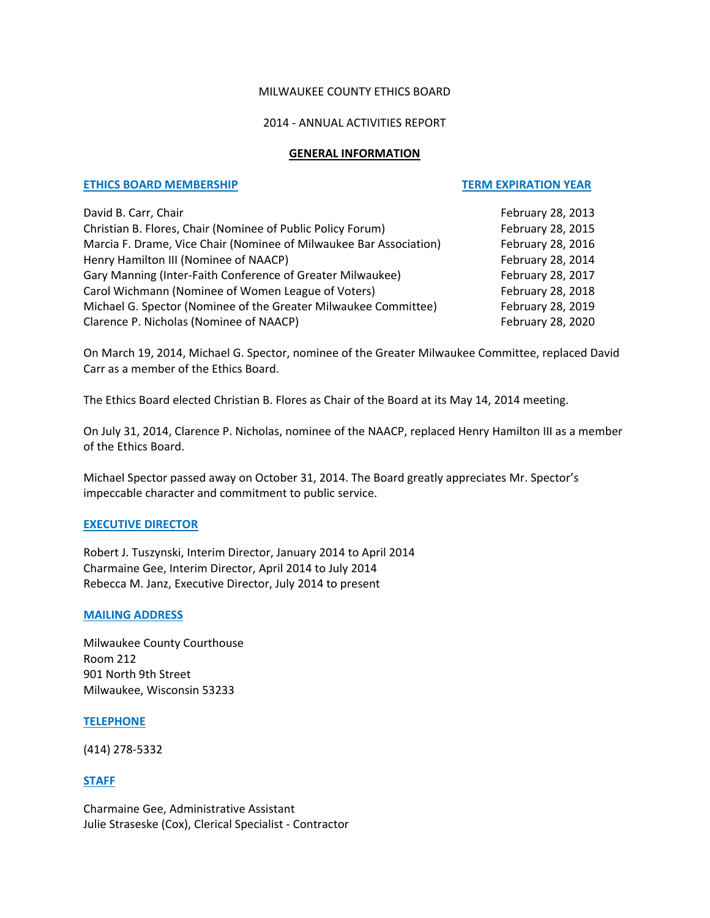MILWAUKEE COUNTY ETHICS BOARD

2014 - ANNUAL ACTIVITIES REPORT

# GENERAL INFORMATION

| ETHICS BOARD MEMBERSHIP | TERM EXPIRATION YEAR |
| --- | --- |
| David B. Carr, Chair | February 28, 2013 |
| Christian B. Flores, Chair (Nominee of Public Policy Forum) | February 28, 2015 |
| Marcia F. Drame, Vice Chair (Nominee of Milwaukee Bar Association) | February 28, 2016 |
| Henry Hamilton III (Nominee of NAACP) | February 28, 2014 |
| Gary Manning (Inter-Faith Conference of Greater Milwaukee) | February 28, 2017 |
| Carol Wichmann (Nominee of Women League of Voters) | February 28, 2018 |
| Michael G. Spector (Nominee of the Greater Milwaukee Committee) | February 28, 2019 |
| Clarence P. Nicholas (Nominee of NAACP) | February 28, 2020 |

On March 19, 2014, Michael G. Spector, nominee of the Greater Milwaukee Committee, replaced David Carr as a member of the Ethics Board.

The Ethics Board elected Christian B. Flores as Chair of the Board at its May 14, 2014 meeting.

On July 31, 2014, Clarence P. Nicholas, nominee of the NAACP, replaced Henry Hamilton III as a member of the Ethics Board.

Michael Spector passed away on October 31, 2014. The Board greatly appreciates Mr. Spector's impeccable character and commitment to public service.

## EXECUTIVE DIRECTOR

Robert J. Tuszynski, Interim Director, January 2014 to April 2014
Charmaine Gee, Interim Director, April 2014 to July 2014
Rebecca M. Janz, Executive Director, July 2014 to present

## MAILING ADDRESS

Milwaukee County Courthouse
Room 212
901 North 9th Street
Milwaukee, Wisconsin 53233

## TELEPHONE

(414) 278-5332

## STAFF

Charmaine Gee, Administrative Assistant
Julie Straseske (Cox), Clerical Specialist - Contractor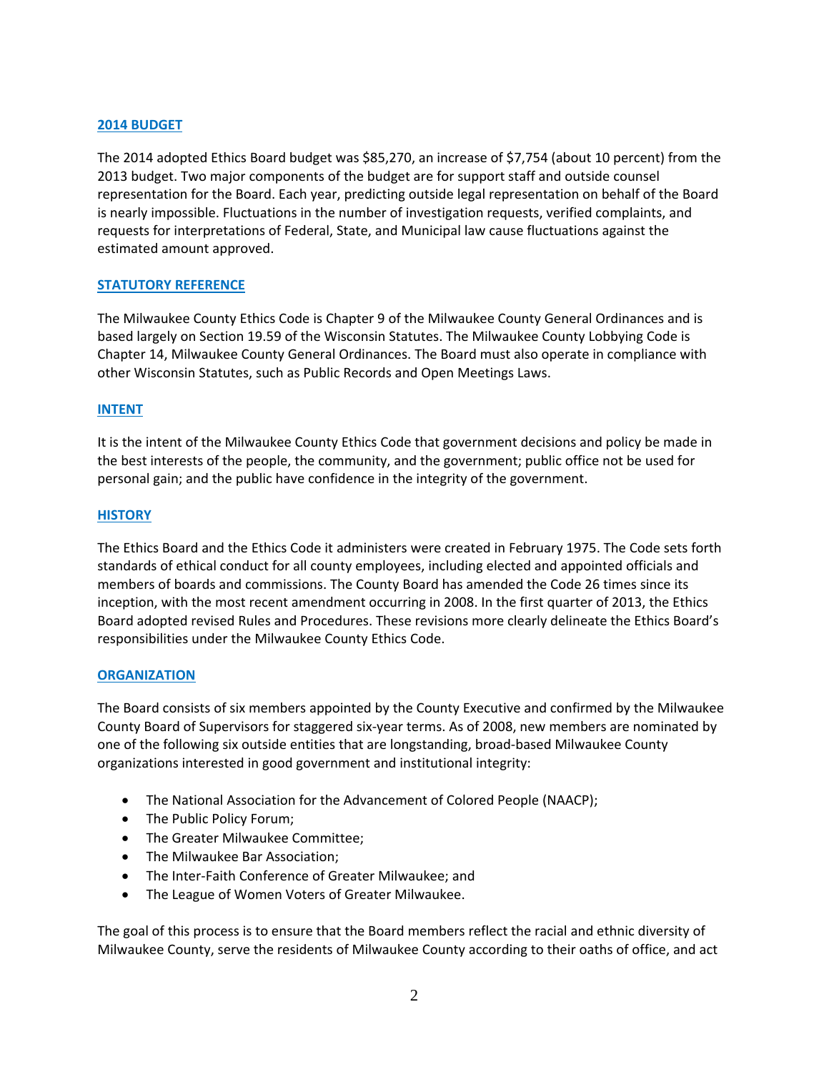## 2014 BUDGET

The 2014 adopted Ethics Board budget was $85,270, an increase of $7,754 (about 10 percent) from the 2013 budget. Two major components of the budget are for support staff and outside counsel representation for the Board. Each year, predicting outside legal representation on behalf of the Board is nearly impossible. Fluctuations in the number of investigation requests, verified complaints, and requests for interpretations of Federal, State, and Municipal law cause fluctuations against the estimated amount approved.

## STATUTORY REFERENCE

The Milwaukee County Ethics Code is Chapter 9 of the Milwaukee County General Ordinances and is based largely on Section 19.59 of the Wisconsin Statutes. The Milwaukee County Lobbying Code is Chapter 14, Milwaukee County General Ordinances. The Board must also operate in compliance with other Wisconsin Statutes, such as Public Records and Open Meetings Laws.

## INTENT

It is the intent of the Milwaukee County Ethics Code that government decisions and policy be made in the best interests of the people, the community, and the government; public office not be used for personal gain; and the public have confidence in the integrity of the government.

## HISTORY

The Ethics Board and the Ethics Code it administers were created in February 1975. The Code sets forth standards of ethical conduct for all county employees, including elected and appointed officials and members of boards and commissions. The County Board has amended the Code 26 times since its inception, with the most recent amendment occurring in 2008. In the first quarter of 2013, the Ethics Board adopted revised Rules and Procedures. These revisions more clearly delineate the Ethics Board's responsibilities under the Milwaukee County Ethics Code.

## ORGANIZATION

The Board consists of six members appointed by the County Executive and confirmed by the Milwaukee County Board of Supervisors for staggered six-year terms. As of 2008, new members are nominated by one of the following six outside entities that are longstanding, broad-based Milwaukee County organizations interested in good government and institutional integrity:

- The National Association for the Advancement of Colored People (NAACP);
- The Public Policy Forum;
- The Greater Milwaukee Committee;
- The Milwaukee Bar Association;
- The Inter-Faith Conference of Greater Milwaukee; and
- The League of Women Voters of Greater Milwaukee.

The goal of this process is to ensure that the Board members reflect the racial and ethnic diversity of Milwaukee County, serve the residents of Milwaukee County according to their oaths of office, and act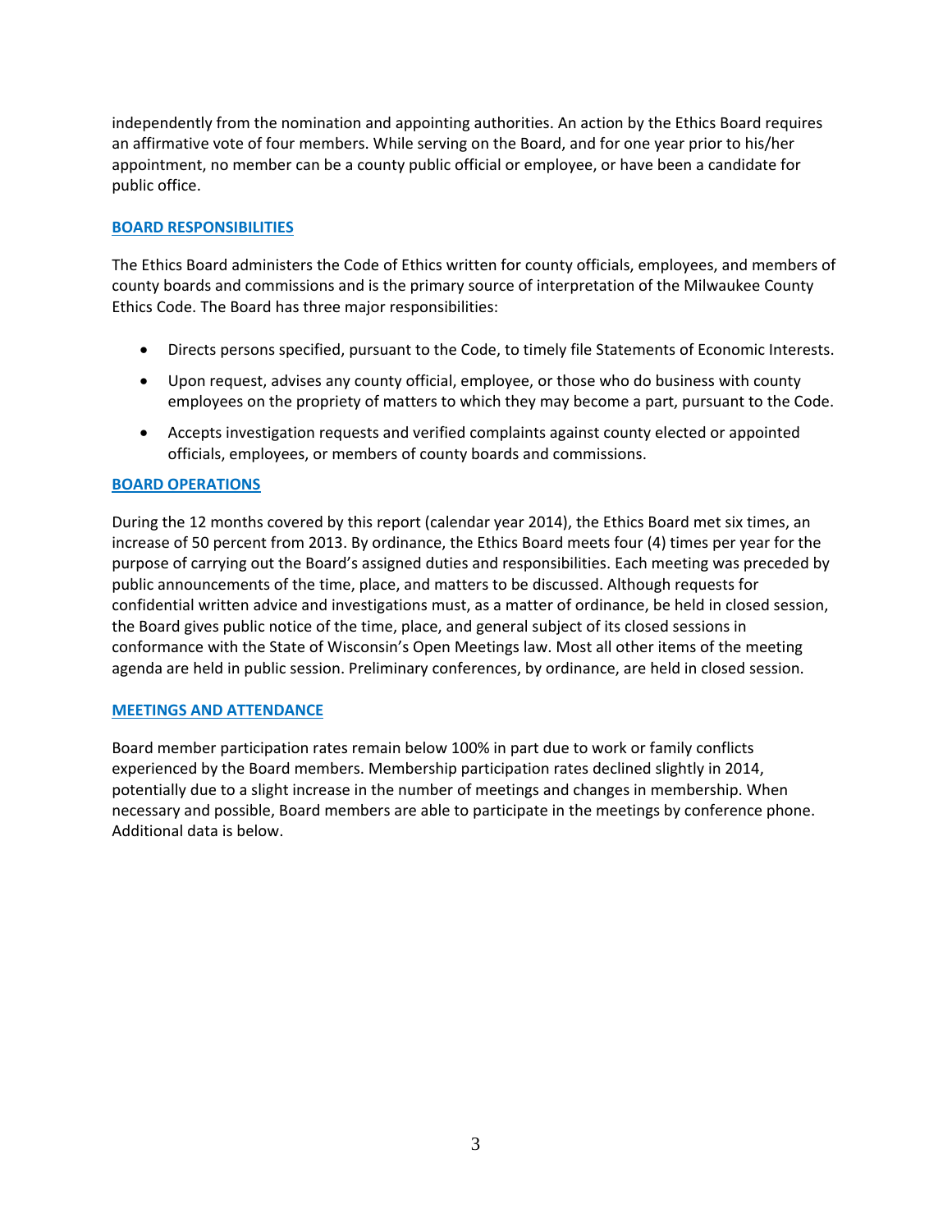independently from the nomination and appointing authorities. An action by the Ethics Board requires an affirmative vote of four members. While serving on the Board, and for one year prior to his/her appointment, no member can be a county public official or employee, or have been a candidate for public office.

## BOARD RESPONSIBILITIES

The Ethics Board administers the Code of Ethics written for county officials, employees, and members of county boards and commissions and is the primary source of interpretation of the Milwaukee County Ethics Code. The Board has three major responsibilities:

- Directs persons specified, pursuant to the Code, to timely file Statements of Economic Interests.
- Upon request, advises any county official, employee, or those who do business with county employees on the propriety of matters to which they may become a part, pursuant to the Code.
- Accepts investigation requests and verified complaints against county elected or appointed officials, employees, or members of county boards and commissions.

## BOARD OPERATIONS

During the 12 months covered by this report (calendar year 2014), the Ethics Board met six times, an increase of 50 percent from 2013. By ordinance, the Ethics Board meets four (4) times per year for the purpose of carrying out the Board's assigned duties and responsibilities. Each meeting was preceded by public announcements of the time, place, and matters to be discussed. Although requests for confidential written advice and investigations must, as a matter of ordinance, be held in closed session, the Board gives public notice of the time, place, and general subject of its closed sessions in conformance with the State of Wisconsin's Open Meetings law. Most all other items of the meeting agenda are held in public session. Preliminary conferences, by ordinance, are held in closed session.

## MEETINGS AND ATTENDANCE

Board member participation rates remain below 100% in part due to work or family conflicts experienced by the Board members. Membership participation rates declined slightly in 2014, potentially due to a slight increase in the number of meetings and changes in membership. When necessary and possible, Board members are able to participate in the meetings by conference phone. Additional data is below.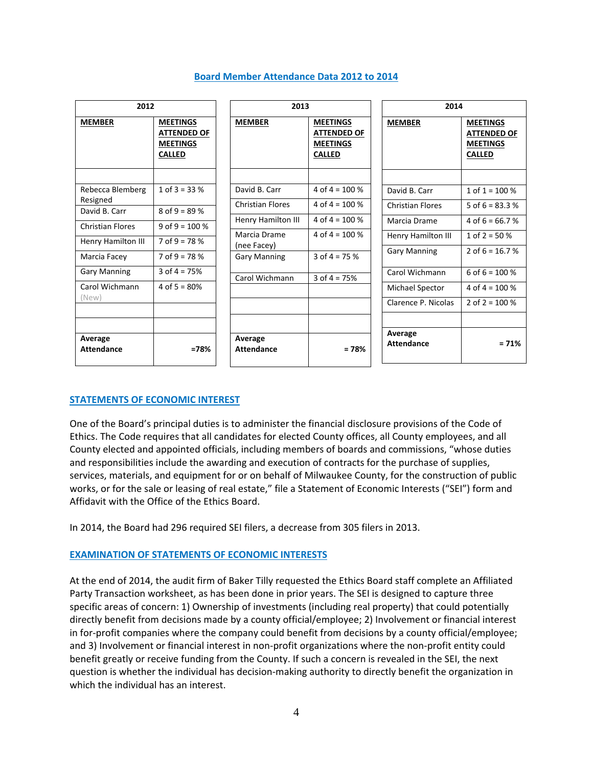## Board Member Attendance Data 2012 to 2014

| 2012 | |
|---|---|
| **MEMBER** | **MEETINGS ATTENDED OF MEETINGS CALLED** |
| | |
| Rebecca Blemberg Resigned | 1 of 3 = 33 % |
| David B. Carr | 8 of 9 = 89 % |
| Christian Flores | 9 of 9 = 100 % |
| Henry Hamilton III | 7 of 9 = 78 % |
| Marcia Facey | 7 of 9 = 78 % |
| Gary Manning | 3 of 4 = 75% |
| Carol Wichmann (New) | 4 of 5 = 80% |
| | |
| | |
| **Average Attendance** | **=78%** |

| 2013 | |
|---|---|
| **MEMBER** | **MEETINGS ATTENDED OF MEETINGS CALLED** |
| | |
| David B. Carr | 4 of 4 = 100 % |
| Christian Flores | 4 of 4 = 100 % |
| Henry Hamilton III | 4 of 4 = 100 % |
| Marcia Drame (nee Facey) | 4 of 4 = 100 % |
| Gary Manning | 3 of 4 = 75 % |
| Carol Wichmann | 3 of 4 = 75% |
| | |
| | |
| | |
| **Average Attendance** | **= 78%** |

| 2014 | |
|---|---|
| **MEMBER** | **MEETINGS ATTENDED OF MEETINGS CALLED** |
| | |
| David B. Carr | 1 of 1 = 100 % |
| Christian Flores | 5 of 6 = 83.3 % |
| Marcia Drame | 4 of 6 = 66.7 % |
| Henry Hamilton III | 1 of 2 = 50 % |
| Gary Manning | 2 of 6 = 16.7 % |
| Carol Wichmann | 6 of 6 = 100 % |
| Michael Spector | 4 of 4 = 100 % |
| Clarence P. Nicolas | 2 of 2 = 100 % |
| | |
| **Average Attendance** | **= 71%** |

## STATEMENTS OF ECONOMIC INTEREST

One of the Board's principal duties is to administer the financial disclosure provisions of the Code of Ethics. The Code requires that all candidates for elected County offices, all County employees, and all County elected and appointed officials, including members of boards and commissions, "whose duties and responsibilities include the awarding and execution of contracts for the purchase of supplies, services, materials, and equipment for or on behalf of Milwaukee County, for the construction of public works, or for the sale or leasing of real estate," file a Statement of Economic Interests ("SEI") form and Affidavit with the Office of the Ethics Board.

In 2014, the Board had 296 required SEI filers, a decrease from 305 filers in 2013.

## EXAMINATION OF STATEMENTS OF ECONOMIC INTERESTS

At the end of 2014, the audit firm of Baker Tilly requested the Ethics Board staff complete an Affiliated Party Transaction worksheet, as has been done in prior years. The SEI is designed to capture three specific areas of concern: 1) Ownership of investments (including real property) that could potentially directly benefit from decisions made by a county official/employee; 2) Involvement or financial interest in for-profit companies where the company could benefit from decisions by a county official/employee; and 3) Involvement or financial interest in non-profit organizations where the non-profit entity could benefit greatly or receive funding from the County. If such a concern is revealed in the SEI, the next question is whether the individual has decision-making authority to directly benefit the organization in which the individual has an interest.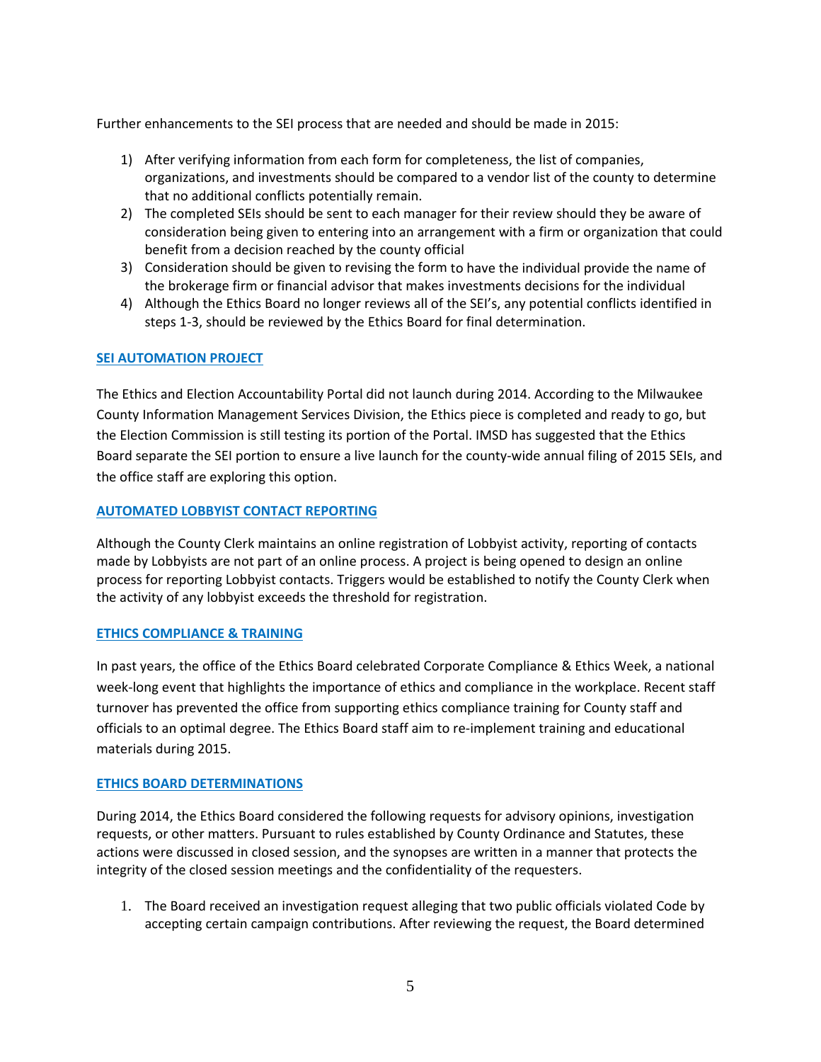Further enhancements to the SEI process that are needed and should be made in 2015:

1) After verifying information from each form for completeness, the list of companies, organizations, and investments should be compared to a vendor list of the county to determine that no additional conflicts potentially remain.
2) The completed SEIs should be sent to each manager for their review should they be aware of consideration being given to entering into an arrangement with a firm or organization that could benefit from a decision reached by the county official
3) Consideration should be given to revising the form to have the individual provide the name of the brokerage firm or financial advisor that makes investments decisions for the individual
4) Although the Ethics Board no longer reviews all of the SEI's, any potential conflicts identified in steps 1-3, should be reviewed by the Ethics Board for final determination.

## SEI AUTOMATION PROJECT

The Ethics and Election Accountability Portal did not launch during 2014. According to the Milwaukee County Information Management Services Division, the Ethics piece is completed and ready to go, but the Election Commission is still testing its portion of the Portal. IMSD has suggested that the Ethics Board separate the SEI portion to ensure a live launch for the county-wide annual filing of 2015 SEIs, and the office staff are exploring this option.

## AUTOMATED LOBBYIST CONTACT REPORTING

Although the County Clerk maintains an online registration of Lobbyist activity, reporting of contacts made by Lobbyists are not part of an online process. A project is being opened to design an online process for reporting Lobbyist contacts. Triggers would be established to notify the County Clerk when the activity of any lobbyist exceeds the threshold for registration.

## ETHICS COMPLIANCE & TRAINING

In past years, the office of the Ethics Board celebrated Corporate Compliance & Ethics Week, a national week-long event that highlights the importance of ethics and compliance in the workplace. Recent staff turnover has prevented the office from supporting ethics compliance training for County staff and officials to an optimal degree. The Ethics Board staff aim to re-implement training and educational materials during 2015.

## ETHICS BOARD DETERMINATIONS

During 2014, the Ethics Board considered the following requests for advisory opinions, investigation requests, or other matters. Pursuant to rules established by County Ordinance and Statutes, these actions were discussed in closed session, and the synopses are written in a manner that protects the integrity of the closed session meetings and the confidentiality of the requesters.

1. The Board received an investigation request alleging that two public officials violated Code by accepting certain campaign contributions. After reviewing the request, the Board determined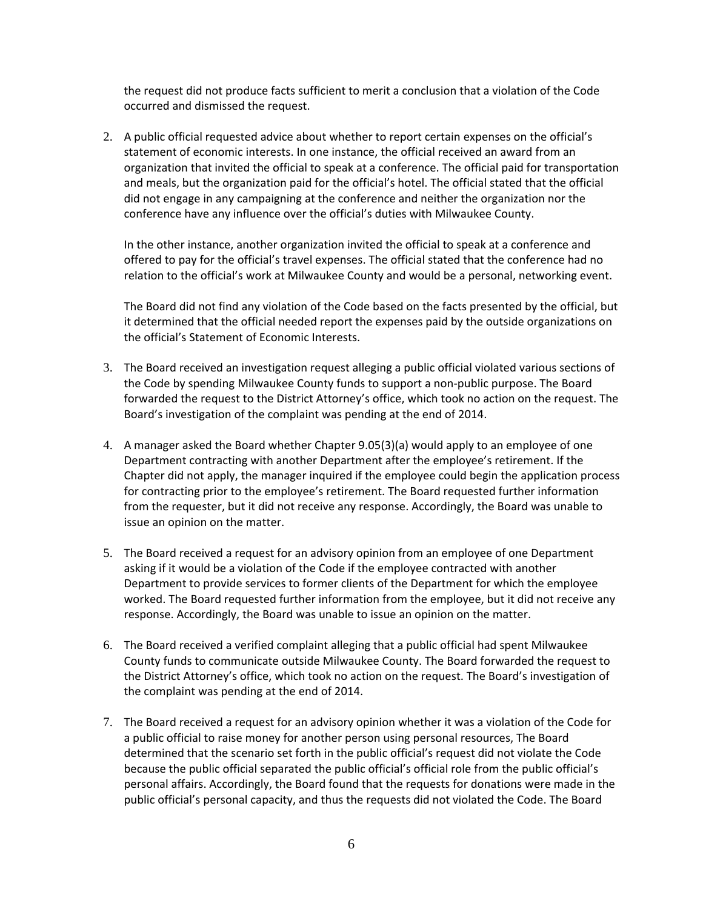the request did not produce facts sufficient to merit a conclusion that a violation of the Code occurred and dismissed the request.

2. A public official requested advice about whether to report certain expenses on the official's statement of economic interests. In one instance, the official received an award from an organization that invited the official to speak at a conference. The official paid for transportation and meals, but the organization paid for the official's hotel. The official stated that the official did not engage in any campaigning at the conference and neither the organization nor the conference have any influence over the official's duties with Milwaukee County.

   In the other instance, another organization invited the official to speak at a conference and offered to pay for the official's travel expenses. The official stated that the conference had no relation to the official's work at Milwaukee County and would be a personal, networking event.

   The Board did not find any violation of the Code based on the facts presented by the official, but it determined that the official needed report the expenses paid by the outside organizations on the official's Statement of Economic Interests.

3. The Board received an investigation request alleging a public official violated various sections of the Code by spending Milwaukee County funds to support a non-public purpose. The Board forwarded the request to the District Attorney's office, which took no action on the request. The Board's investigation of the complaint was pending at the end of 2014.

4. A manager asked the Board whether Chapter 9.05(3)(a) would apply to an employee of one Department contracting with another Department after the employee's retirement. If the Chapter did not apply, the manager inquired if the employee could begin the application process for contracting prior to the employee's retirement. The Board requested further information from the requester, but it did not receive any response. Accordingly, the Board was unable to issue an opinion on the matter.

5. The Board received a request for an advisory opinion from an employee of one Department asking if it would be a violation of the Code if the employee contracted with another Department to provide services to former clients of the Department for which the employee worked. The Board requested further information from the employee, but it did not receive any response. Accordingly, the Board was unable to issue an opinion on the matter.

6. The Board received a verified complaint alleging that a public official had spent Milwaukee County funds to communicate outside Milwaukee County. The Board forwarded the request to the District Attorney's office, which took no action on the request. The Board's investigation of the complaint was pending at the end of 2014.

7. The Board received a request for an advisory opinion whether it was a violation of the Code for a public official to raise money for another person using personal resources, The Board determined that the scenario set forth in the public official's request did not violate the Code because the public official separated the public official's official role from the public official's personal affairs. Accordingly, the Board found that the requests for donations were made in the public official's personal capacity, and thus the requests did not violated the Code. The Board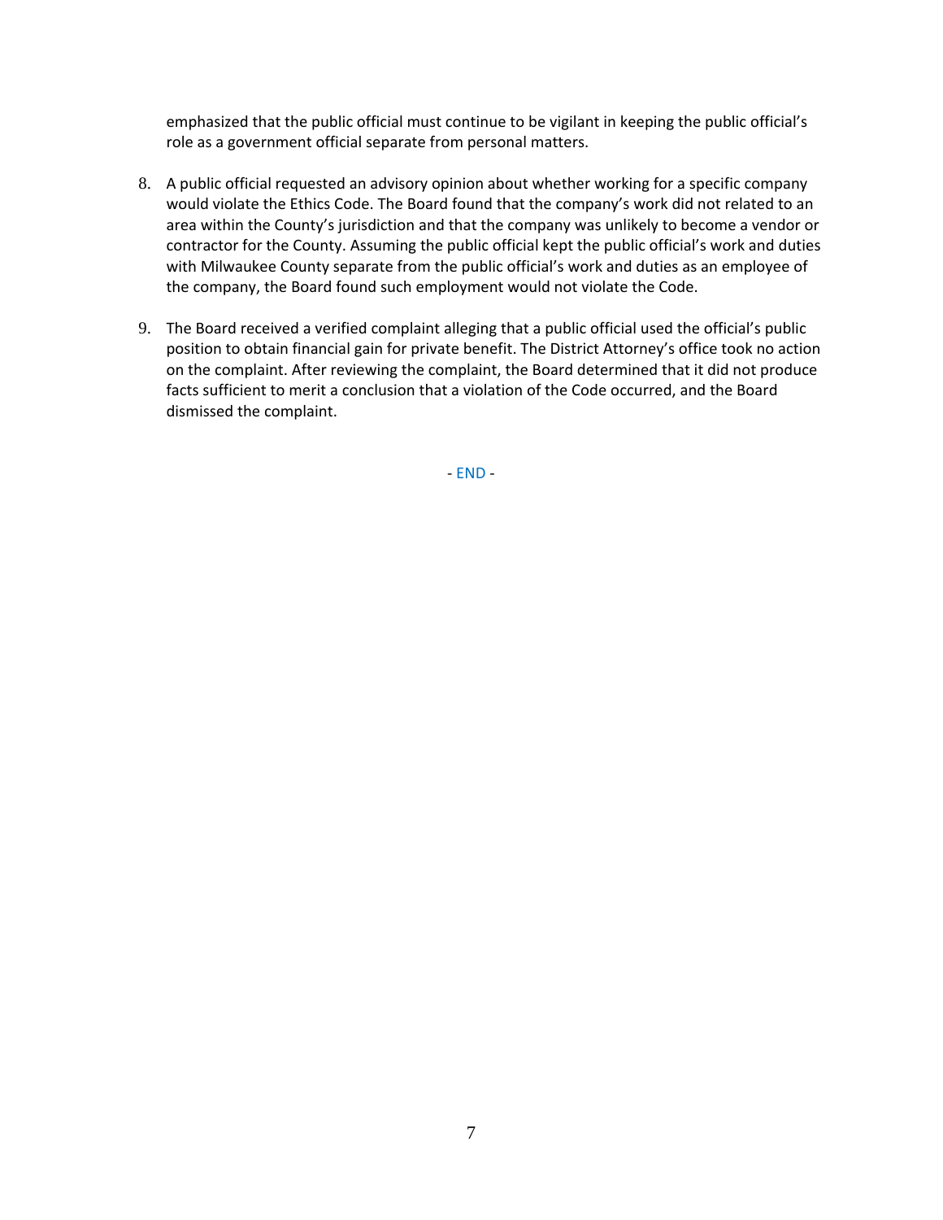emphasized that the public official must continue to be vigilant in keeping the public official's role as a government official separate from personal matters.

8. A public official requested an advisory opinion about whether working for a specific company would violate the Ethics Code. The Board found that the company's work did not related to an area within the County's jurisdiction and that the company was unlikely to become a vendor or contractor for the County. Assuming the public official kept the public official's work and duties with Milwaukee County separate from the public official's work and duties as an employee of the company, the Board found such employment would not violate the Code.

9. The Board received a verified complaint alleging that a public official used the official's public position to obtain financial gain for private benefit. The District Attorney's office took no action on the complaint. After reviewing the complaint, the Board determined that it did not produce facts sufficient to merit a conclusion that a violation of the Code occurred, and the Board dismissed the complaint.

- END -